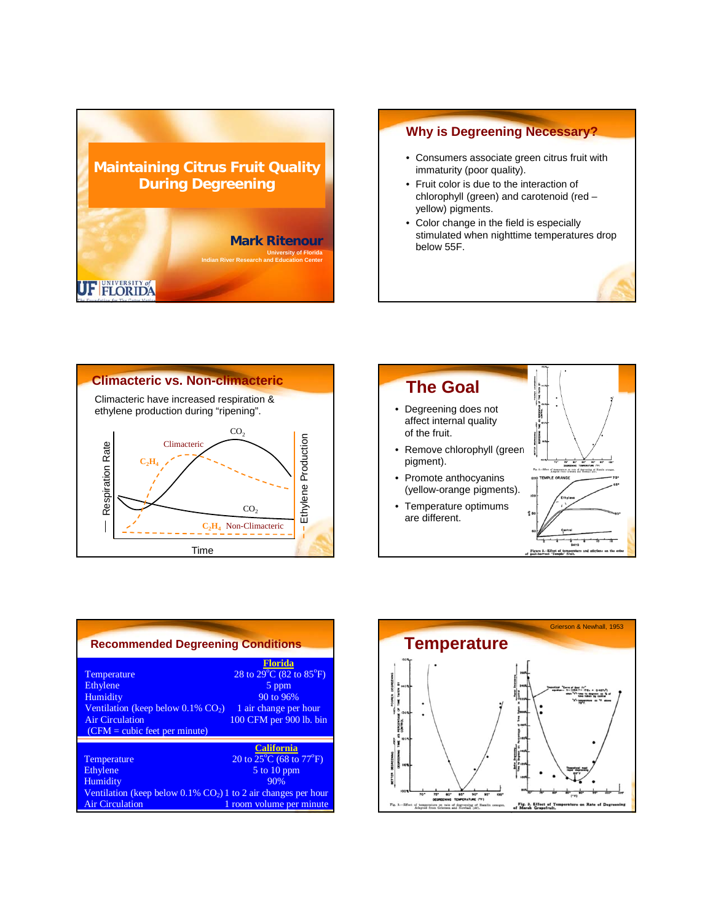# Maintaining Citrus Fruit Quality During Degreening

**Mark Ritenour**

University of Florida
Indian River Research and Education Center

## Why is Degreening Necessary?

- Consumers associate green citrus fruit with immaturity (poor quality).
- Fruit color is due to the interaction of chlorophyll (green) and carotenoid (red – yellow) pigments.
- Color change in the field is especially stimulated when nighttime temperatures drop below 55F.

## Climacteric vs. Non-climacteric

Climacteric have increased respiration & ethylene production during "ripening".

## The Goal

- Degreening does not affect internal quality of the fruit.
- Remove chlorophyll (green pigment).
- Promote anthocyanins (yellow-orange pigments).
- Temperature optimums are different.

## Recommended Degreening Conditions

| | Florida |
|---|---|
| Temperature | 28 to 29°C (82 to 85°F) |
| Ethylene | 5 ppm |
| Humidity | 90 to 96% |
| Ventilation (keep below 0.1% $CO_2$) | 1 air change per hour |
| Air Circulation | 100 CFM per 900 lb. bin |
| (CFM = cubic feet per minute) | |

| | California |
|---|---|
| Temperature | 20 to 25°C (68 to 77°F) |
| Ethylene | 5 to 10 ppm |
| Humidity | 90% |
| Ventilation (keep below 0.1% $CO_2$) | 1 to 2 air changes per hour |
| Air Circulation | 1 room volume per minute |

## Temperature

Grierson & Newhall, 1953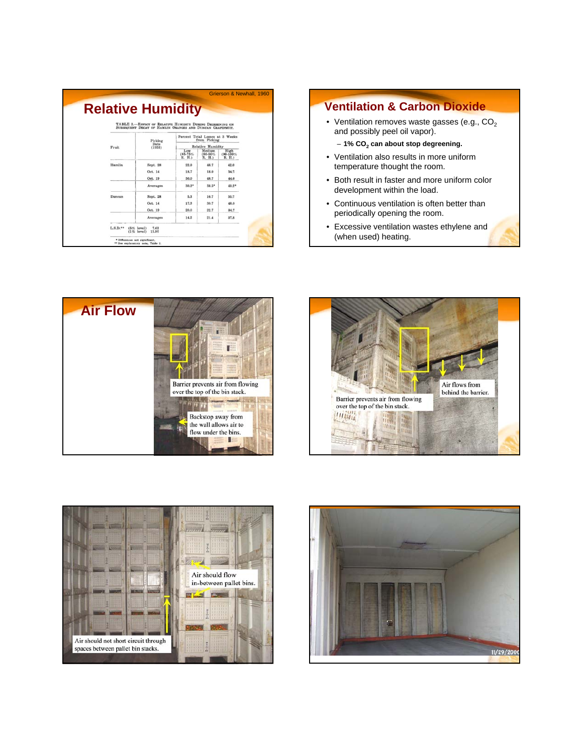# Relative Humidity

Grierson & Newhall, 1960

TABLE 3.—EFFECT OF RELATIVE HUMIDITY DURING DEGREENING ON SUBSEQUENT DECAY OF HAMLIN ORANGES AND DUNCAN GRAPEFRUIT.

| Fruit | Picking Date (1953) | Percent Total Losses at 3 Weeks from Picking | | |
|---|---|---|---|---|
| | | Relative Humidity | | |
| | | Low (65-75% R. H.) | Medium (80-90% R. H.) | High (90-100% R. H.) |
| Hamlin | Sept. 28 | 22.0 | 48.7 | 42.0 |
| | Oct. 14 | 18.7 | 18.0 | 34.7 |
| | Oct. 19 | 50.0 | 48.7 | 44.0 |
| | Averages | 30.2* | 38.5* | 40.2* |
| Duncan | Sept. 28 | 5.3 | 10.7 | 30.7 |
| | Oct. 14 | 17.3 | 30.7 | 48.0 |
| | Oct. 19 | 20.0 | 22.7 | 34.7 |
| | Averages | 14.2 | 21.4 | 37.8 |
| L.S.D.** (5% level) 7.63 (1% level) 11.96 | | | | |

\* Differences not significant.
\*\* See explanatory note, Table 2.

# Ventilation & Carbon Dioxide

- Ventilation removes waste gasses (e.g., $CO_2$ and possibly peel oil vapor).
  - **1% $CO_2$ can about stop degreening.**
- Ventilation also results in more uniform temperature thought the room.
- Both result in faster and more uniform color development within the load.
- Continuous ventilation is often better than periodically opening the room.
- Excessive ventilation wastes ethylene and (when used) heating.

# Air Flow

Barrier prevents air from flowing over the top of the bin stack.

Backstop away from the wall allows air to flow under the bins.

Barrier prevents air from flowing over the top of the bin stack.

Air flows from behind the barrier.

Air should flow in-between pallet bins.

Air should not short circuit through spaces between pallet bin stacks.

11/29/2000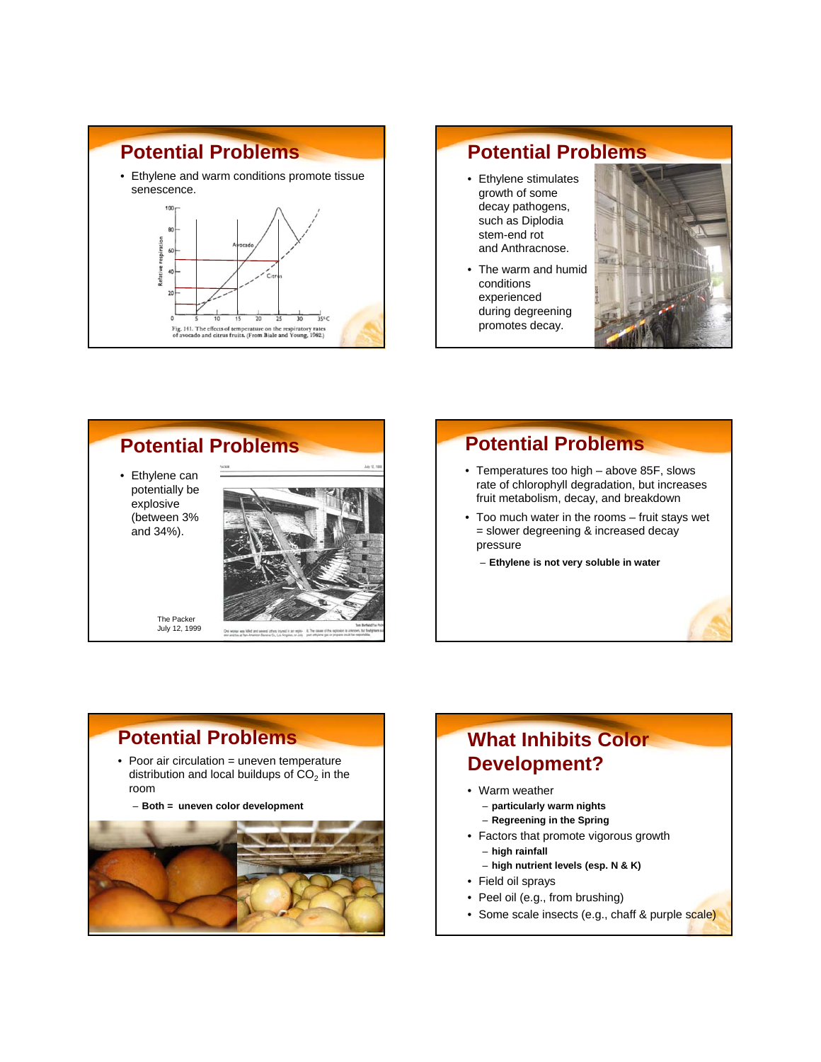## Potential Problems

- Ethylene and warm conditions promote tissue senescence.

Fig. 141. The effects of temperature on the respiratory rates of avocado and citrus fruits. (From Biale and Young, 1962.)

## Potential Problems

- Ethylene stimulates growth of some decay pathogens, such as Diplodia stem-end rot and Anthracnose.
- The warm and humid conditions experienced during degreening promotes decay.

## Potential Problems

- Ethylene can potentially be explosive (between 3% and 34%).

The Packer
July 12, 1999

## Potential Problems

- Temperatures too high – above 85F, slows rate of chlorophyll degradation, but increases fruit metabolism, decay, and breakdown
- Too much water in the rooms – fruit stays wet = slower degreening & increased decay pressure
  - **Ethylene is not very soluble in water**

## Potential Problems

- Poor air circulation = uneven temperature distribution and local buildups of $CO_2$ in the room
  - **Both = uneven color development**

## What Inhibits Color Development?

- Warm weather
  - **particularly warm nights**
  - **Regreening in the Spring**
- Factors that promote vigorous growth
  - **high rainfall**
  - **high nutrient levels (esp. N & K)**
- Field oil sprays
- Peel oil (e.g., from brushing)
- Some scale insects (e.g., chaff & purple scale)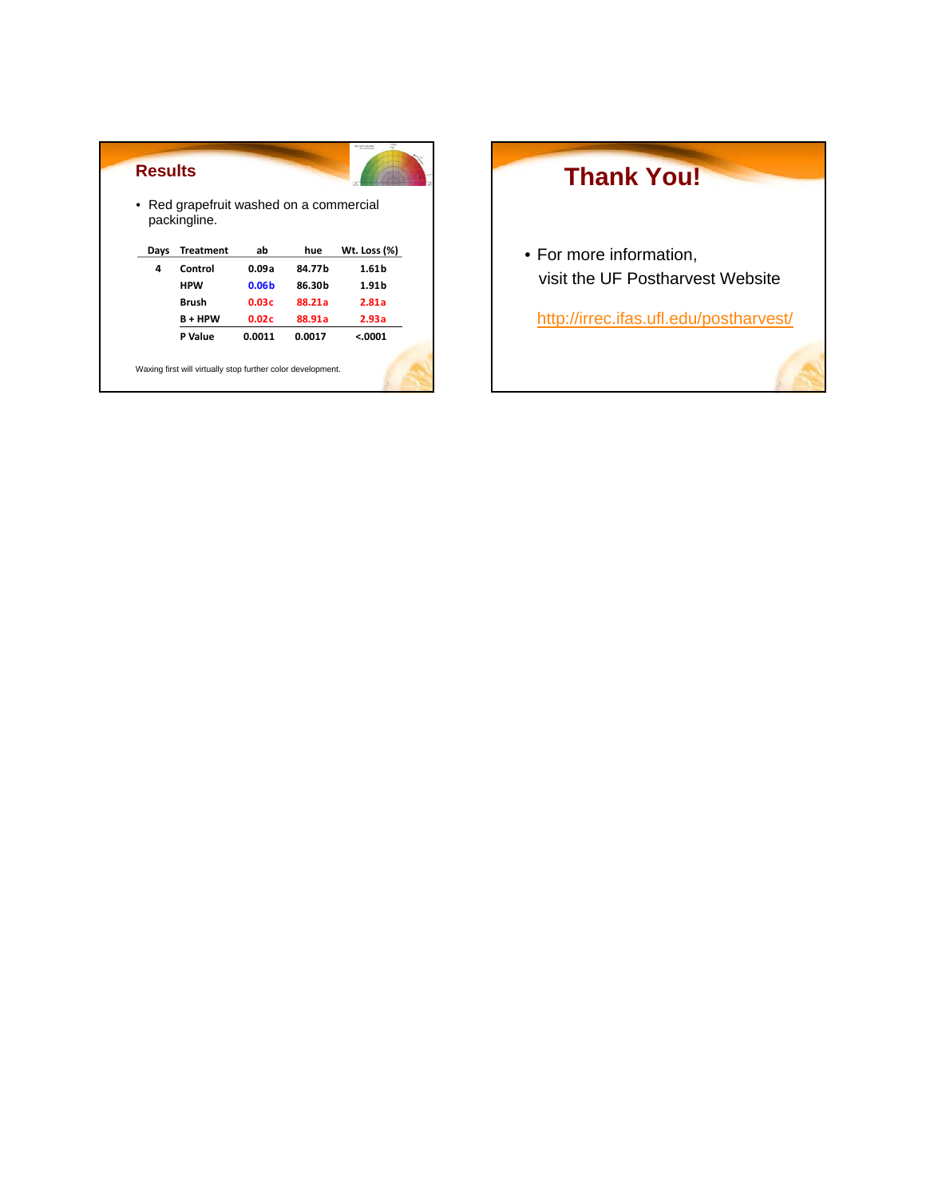## Results

- Red grapefruit washed on a commercial packingline.

| Days | Treatment | ab | hue | Wt. Loss (%) |
|---|---|---|---|---|
| 4 | Control | 0.09a | 84.77b | 1.61b |
| | HPW | 0.06b | 86.30b | 1.91b |
| | Brush | 0.03c | 88.21a | 2.81a |
| | B + HPW | 0.02c | 88.91a | 2.93a |
| | P Value | 0.0011 | 0.0017 | <.0001 |

Waxing first will virtually stop further color development.

## Thank You!

- For more information, visit the UF Postharvest Website

http://irrec.ifas.ufl.edu/postharvest/